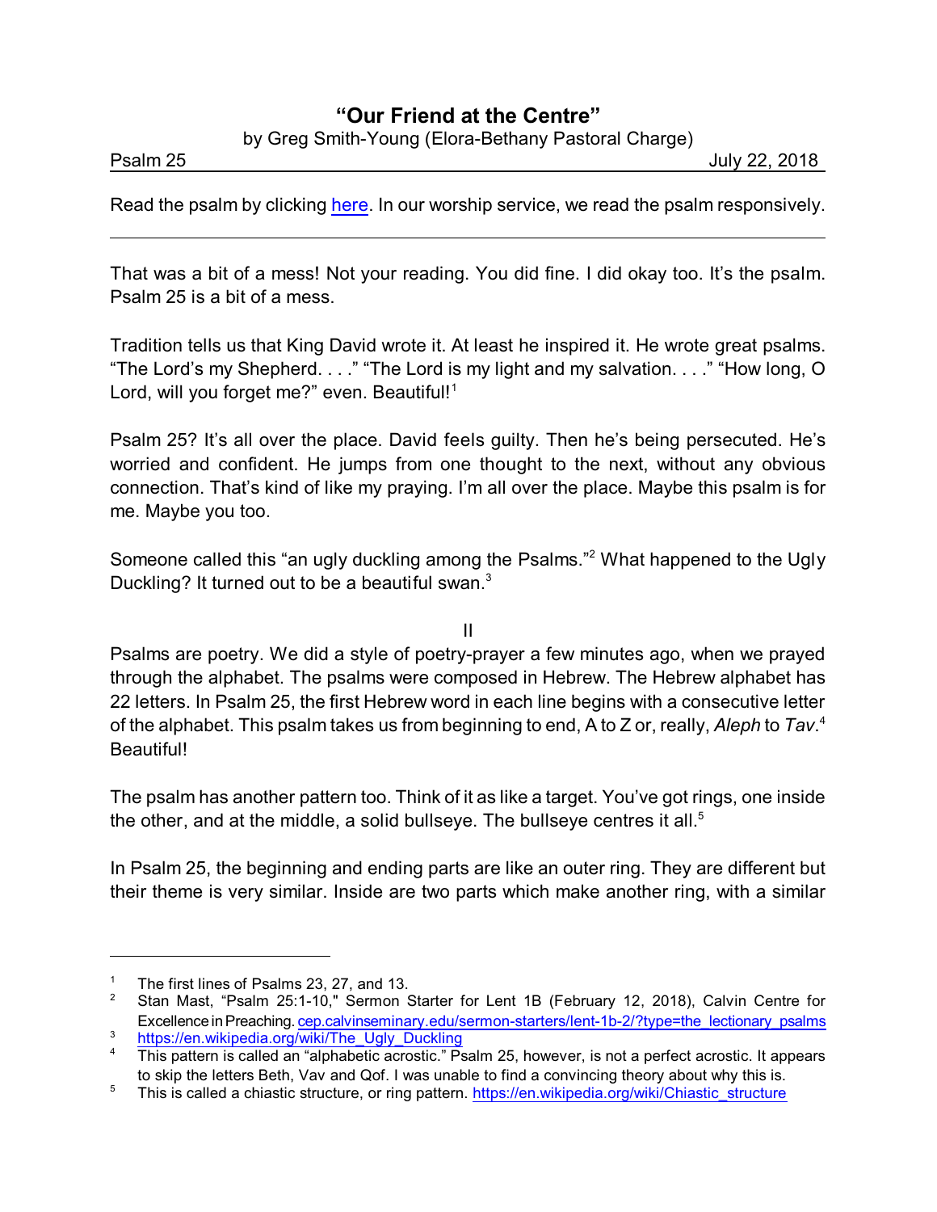# "Our Friend at the Centre"

by Greg Smith-Young (Elora-Bethany Pastoral Charge)

Psalm 25 July 22, 2018

Read the psalm by clicking here. In our worship service, we read the psalm responsively.

---

That was a bit of a mess! Not your reading. You did fine. I did okay too. It's the psalm. Psalm 25 is a bit of a mess.

Tradition tells us that King David wrote it. At least he inspired it. He wrote great psalms. "The Lord's my Shepherd. . . ." "The Lord is my light and my salvation. . . ." "How long, O Lord, will you forget me?" even. Beautiful![1]

Psalm 25? It's all over the place. David feels guilty. Then he's being persecuted. He's worried and confident. He jumps from one thought to the next, without any obvious connection. That's kind of like my praying. I'm all over the place. Maybe this psalm is for me. Maybe you too.

Someone called this "an ugly duckling among the Psalms."[2] What happened to the Ugly Duckling? It turned out to be a beautiful swan.[3]

II

Psalms are poetry. We did a style of poetry-prayer a few minutes ago, when we prayed through the alphabet. The psalms were composed in Hebrew. The Hebrew alphabet has 22 letters. In Psalm 25, the first Hebrew word in each line begins with a consecutive letter of the alphabet. This psalm takes us from beginning to end, A to Z or, really, *Aleph* to *Tav*.[4] Beautiful!

The psalm has another pattern too. Think of it as like a target. You've got rings, one inside the other, and at the middle, a solid bullseye. The bullseye centres it all.[5]

In Psalm 25, the beginning and ending parts are like an outer ring. They are different but their theme is very similar. Inside are two parts which make another ring, with a similar

---

[1] The first lines of Psalms 23, 27, and 13.

[2] Stan Mast, "Psalm 25:1-10," Sermon Starter for Lent 1B (February 12, 2018), Calvin Centre for Excellence in Preaching. cep.calvinseminary.edu/sermon-starters/lent-1b-2/?type=the_lectionary_psalms

[3] https://en.wikipedia.org/wiki/The_Ugly_Duckling

[4] This pattern is called an "alphabetic acrostic." Psalm 25, however, is not a perfect acrostic. It appears to skip the letters Beth, Vav and Qof. I was unable to find a convincing theory about why this is.

[5] This is called a chiastic structure, or ring pattern. https://en.wikipedia.org/wiki/Chiastic_structure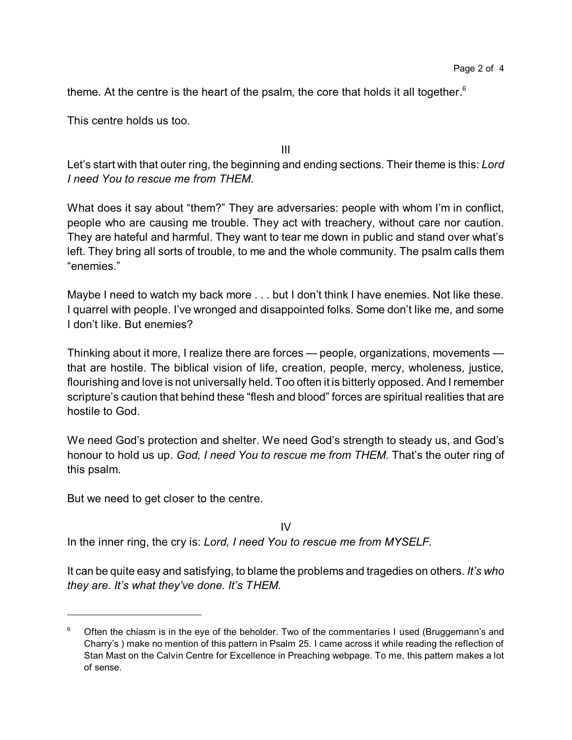theme. At the centre is the heart of the psalm, the core that holds it all together.[6]

This centre holds us too.

III

Let's start with that outer ring, the beginning and ending sections. Their theme is this: *Lord I need You to rescue me from THEM.*

What does it say about "them?" They are adversaries: people with whom I'm in conflict, people who are causing me trouble. They act with treachery, without care nor caution. They are hateful and harmful. They want to tear me down in public and stand over what's left. They bring all sorts of trouble, to me and the whole community. The psalm calls them "enemies."

Maybe I need to watch my back more . . . but I don't think I have enemies. Not like these. I quarrel with people. I've wronged and disappointed folks. Some don't like me, and some I don't like. But enemies?

Thinking about it more, I realize there are forces — people, organizations, movements — that are hostile. The biblical vision of life, creation, people, mercy, wholeness, justice, flourishing and love is not universally held. Too often it is bitterly opposed. And I remember scripture's caution that behind these "flesh and blood" forces are spiritual realities that are hostile to God.

We need God's protection and shelter. We need God's strength to steady us, and God's honour to hold us up. *God, I need You to rescue me from THEM.* That's the outer ring of this psalm.

But we need to get closer to the centre.

IV

In the inner ring, the cry is: *Lord, I need You to rescue me from MYSELF.*

It can be quite easy and satisfying, to blame the problems and tragedies on others. *It's who they are. It's what they've done. It's THEM.*

---

[6] Often the chiasm is in the eye of the beholder. Two of the commentaries I used (Bruggemann's and Charry's ) make no mention of this pattern in Psalm 25. I came across it while reading the reflection of Stan Mast on the Calvin Centre for Excellence in Preaching webpage. To me, this pattern makes a lot of sense.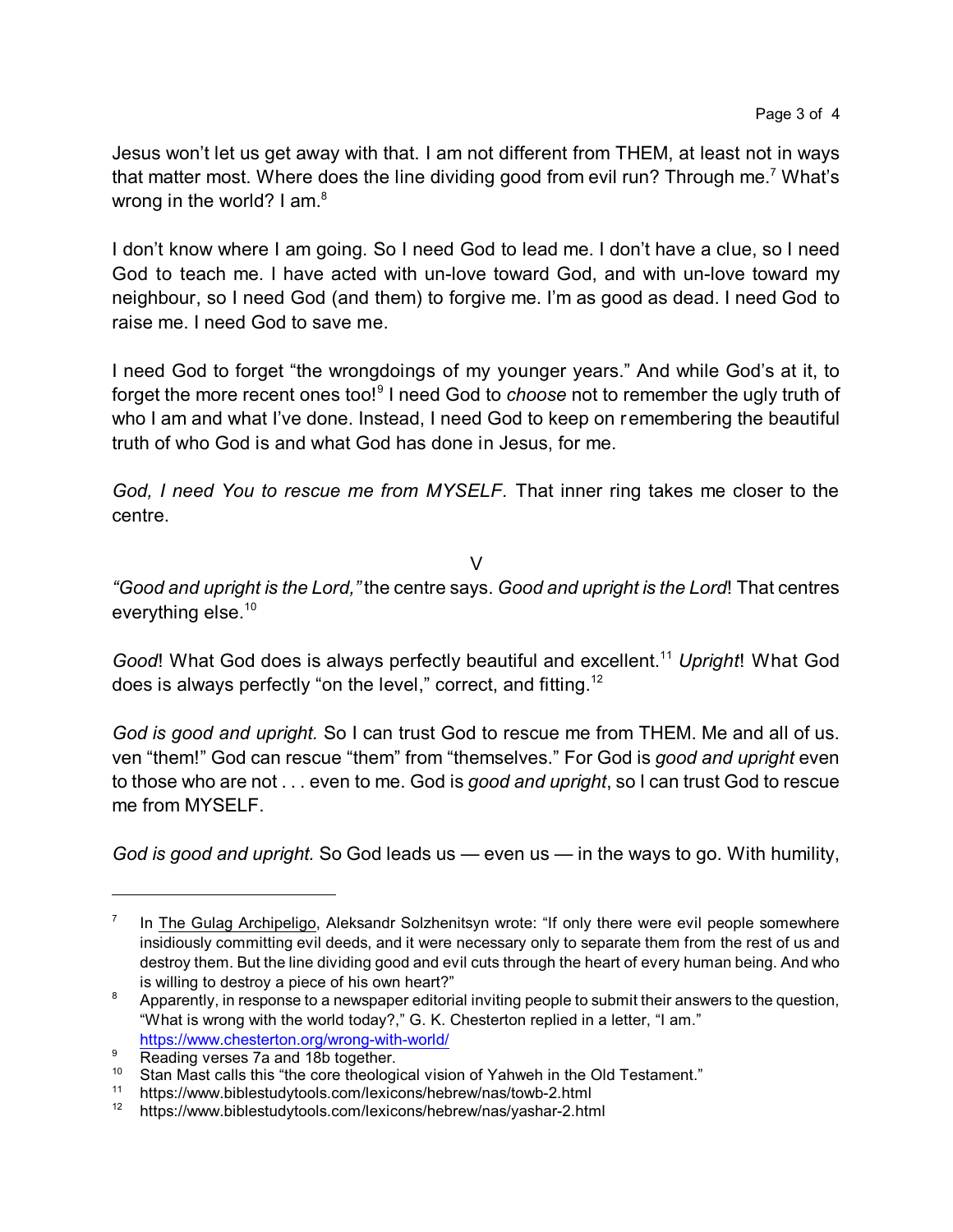Jesus won't let us get away with that. I am not different from THEM, at least not in ways that matter most. Where does the line dividing good from evil run? Through me.[7] What's wrong in the world? I am.[8]

I don't know where I am going. So I need God to lead me. I don't have a clue, so I need God to teach me. I have acted with un-love toward God, and with un-love toward my neighbour, so I need God (and them) to forgive me. I'm as good as dead. I need God to raise me. I need God to save me.

I need God to forget "the wrongdoings of my younger years." And while God's at it, to forget the more recent ones too![9] I need God to *choose* not to remember the ugly truth of who I am and what I've done. Instead, I need God to keep on remembering the beautiful truth of who God is and what God has done in Jesus, for me.

*God, I need You to rescue me from MYSELF.* That inner ring takes me closer to the centre.

V

*"Good and upright is the Lord,"* the centre says. *Good and upright is the Lord*! That centres everything else.[10]

*Good*! What God does is always perfectly beautiful and excellent.[11] *Upright*! What God does is always perfectly "on the level," correct, and fitting.[12]

*God is good and upright.* So I can trust God to rescue me from THEM. Me and all of us. ven "them!" God can rescue "them" from "themselves." For God is *good and upright* even to those who are not . . . even to me. God is *good and upright*, so I can trust God to rescue me from MYSELF.

*God is good and upright.* So God leads us — even us — in the ways to go. With humility,

---

[7] In The Gulag Archipeligo, Aleksandr Solzhenitsyn wrote: "If only there were evil people somewhere insidiously committing evil deeds, and it were necessary only to separate them from the rest of us and destroy them. But the line dividing good and evil cuts through the heart of every human being. And who is willing to destroy a piece of his own heart?"

[8] Apparently, in response to a newspaper editorial inviting people to submit their answers to the question, "What is wrong with the world today?," G. K. Chesterton replied in a letter, "I am." https://www.chesterton.org/wrong-with-world/

[9] Reading verses 7a and 18b together.

[10] Stan Mast calls this "the core theological vision of Yahweh in the Old Testament."

[11] https://www.biblestudytools.com/lexicons/hebrew/nas/towb-2.html

[12] https://www.biblestudytools.com/lexicons/hebrew/nas/yashar-2.html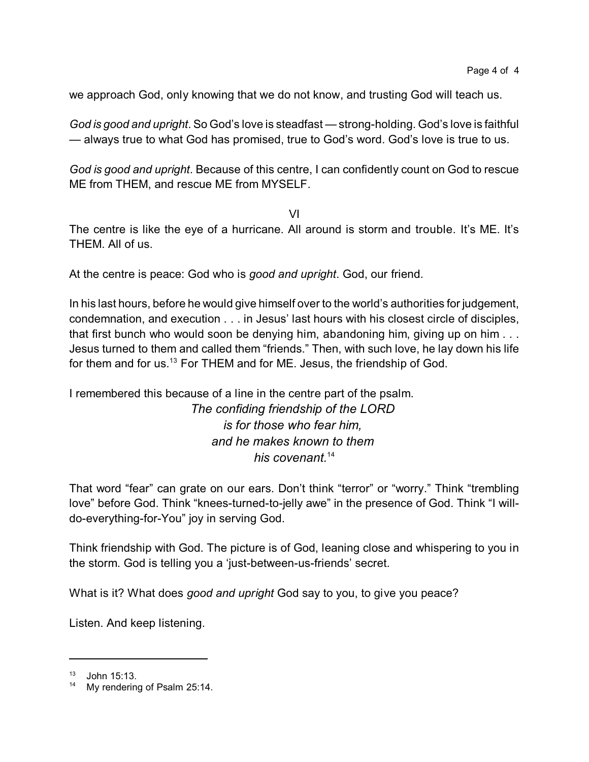we approach God, only knowing that we do not know, and trusting God will teach us.

*God is good and upright*. So God's love is steadfast — strong-holding. God's love is faithful — always true to what God has promised, true to God's word. God's love is true to us.

*God is good and upright*. Because of this centre, I can confidently count on God to rescue ME from THEM, and rescue ME from MYSELF.

VI

The centre is like the eye of a hurricane. All around is storm and trouble. It's ME. It's THEM. All of us.

At the centre is peace: God who is *good and upright*. God, our friend.

In his last hours, before he would give himself over to the world's authorities for judgement, condemnation, and execution . . . in Jesus' last hours with his closest circle of disciples, that first bunch who would soon be denying him, abandoning him, giving up on him . . . Jesus turned to them and called them "friends." Then, with such love, he lay down his life for them and for us.[13] For THEM and for ME. Jesus, the friendship of God.

I remembered this because of a line in the centre part of the psalm.

*The confiding friendship of the LORD*
*is for those who fear him,*
*and he makes known to them*
*his covenant.*[14]

That word "fear" can grate on our ears. Don't think "terror" or "worry." Think "trembling love" before God. Think "knees-turned-to-jelly awe" in the presence of God. Think "I will-do-everything-for-You" joy in serving God.

Think friendship with God. The picture is of God, leaning close and whispering to you in the storm. God is telling you a 'just-between-us-friends' secret.

What is it? What does *good and upright* God say to you, to give you peace?

Listen. And keep listening.

---

[13] John 15:13.

[14] My rendering of Psalm 25:14.